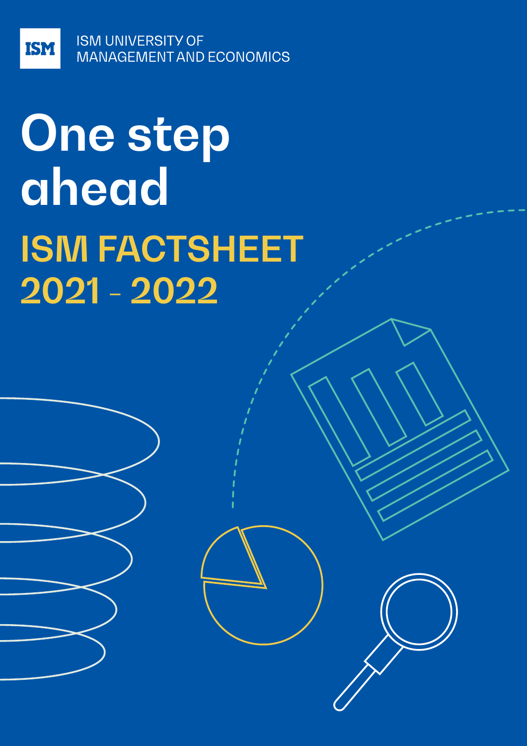ISM UNIVERSITY OF MANAGEMENT AND ECONOMICS

# One step ahead

## ISM FACTSHEET 2021 - 2022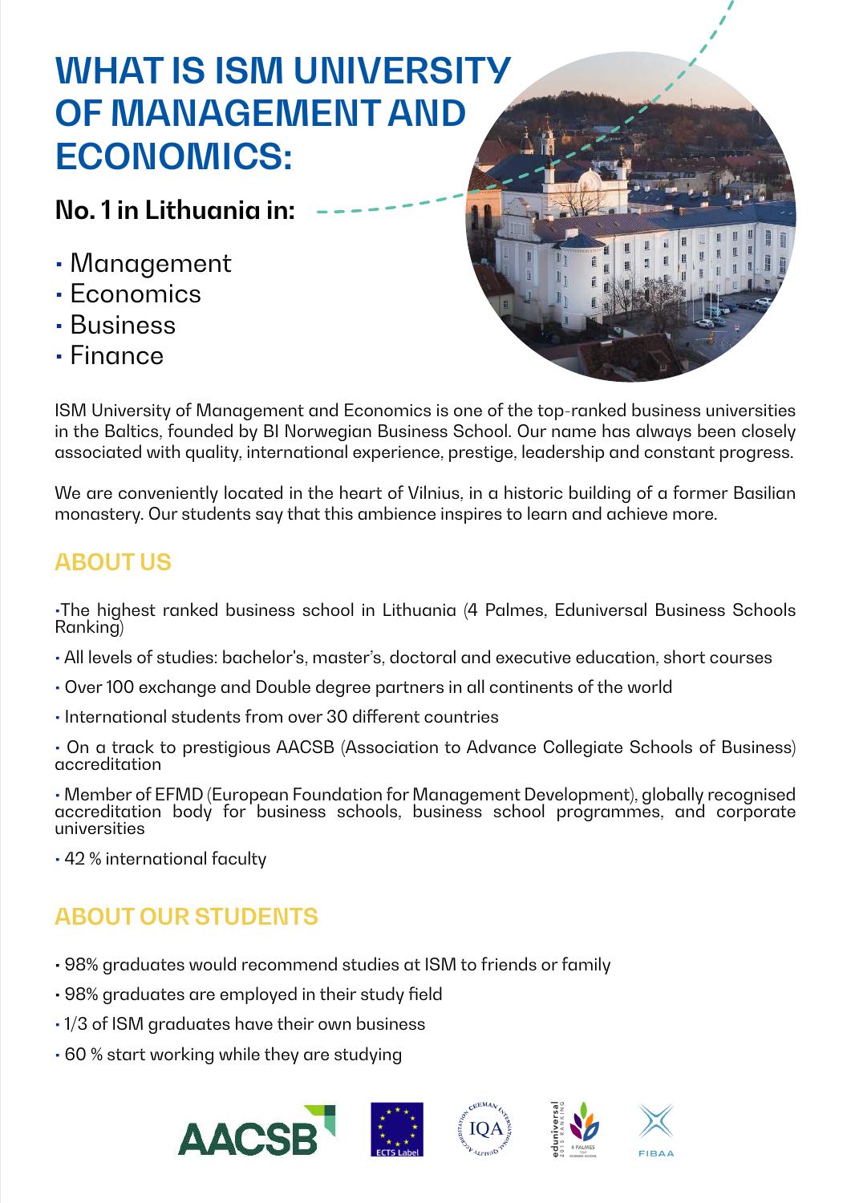# WHAT IS ISM UNIVERSITY OF MANAGEMENT AND ECONOMICS:

### No. 1 in Lithuania in:

- Management
- Economics
- Business
- Finance

ISM University of Management and Economics is one of the top-ranked business universities in the Baltics, founded by BI Norwegian Business School. Our name has always been closely associated with quality, international experience, prestige, leadership and constant progress.

We are conveniently located in the heart of Vilnius, in a historic building of a former Basilian monastery. Our students say that this ambience inspires to learn and achieve more.

## ABOUT US

- The highest ranked business school in Lithuania (4 Palmes, Eduniversal Business Schools Ranking)
- All levels of studies: bachelor's, master's, doctoral and executive education, short courses
- Over 100 exchange and Double degree partners in all continents of the world
- International students from over 30 different countries
- On a track to prestigious AACSB (Association to Advance Collegiate Schools of Business) accreditation
- Member of EFMD (European Foundation for Management Development), globally recognised accreditation body for business schools, business school programmes, and corporate universities
- 42 % international faculty

## ABOUT OUR STUDENTS

- 98% graduates would recommend studies at ISM to friends or family
- 98% graduates are employed in their study field
- 1/3 of ISM graduates have their own business
- 60 % start working while they are studying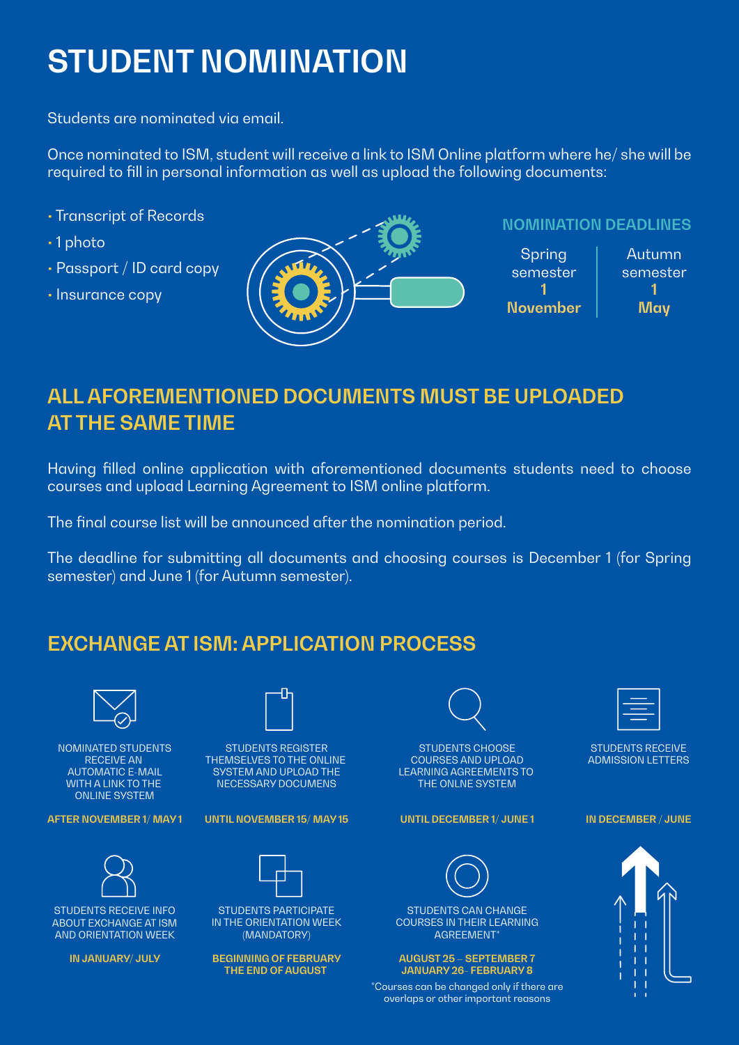# STUDENT NOMINATION

Students are nominated via email.

Once nominated to ISM, student will receive a link to ISM Online platform where he/ she will be required to fill in personal information as well as upload the following documents:

- Transcript of Records
- 1 photo
- Passport / ID card copy
- Insurance copy

### NOMINATION DEADLINES

| Spring semester | Autumn semester |
| --- | --- |
| **1 November** | **1 May** |

## ALL AFOREMENTIONED DOCUMENTS MUST BE UPLOADED AT THE SAME TIME

Having filled online application with aforementioned documents students need to choose courses and upload Learning Agreement to ISM online platform.

The final course list will be announced after the nomination period.

The deadline for submitting all documents and choosing courses is December 1 (for Spring semester) and June 1 (for Autumn semester).

## EXCHANGE AT ISM: APPLICATION PROCESS

NOMINATED STUDENTS RECEIVE AN AUTOMATIC E-MAIL WITH A LINK TO THE ONLINE SYSTEM

**AFTER NOVEMBER 1/ MAY 1**

STUDENTS REGISTER THEMSELVES TO THE ONLINE SYSTEM AND UPLOAD THE NECESSARY DOCUMENS

**UNTIL NOVEMBER 15/ MAY 15**

STUDENTS CHOOSE COURSES AND UPLOAD LEARNING AGREEMENTS TO THE ONLNE SYSTEM

**UNTIL DECEMBER 1/ JUNE 1**

STUDENTS RECEIVE ADMISSION LETTERS

**IN DECEMBER / JUNE**

STUDENTS RECEIVE INFO ABOUT EXCHANGE AT ISM AND ORIENTATION WEEK

**IN JANUARY/ JULY**

STUDENTS PARTICIPATE IN THE ORIENTATION WEEK (MANDATORY)

**BEGINNING OF FEBRUARY THE END OF AUGUST**

STUDENTS CAN CHANGE COURSES IN THEIR LEARNING AGREEMENT*

**AUGUST 25 – SEPTEMBER 7 JANUARY 26– FEBRUARY 8**

*Courses can be changed only if there are overlaps or other important reasons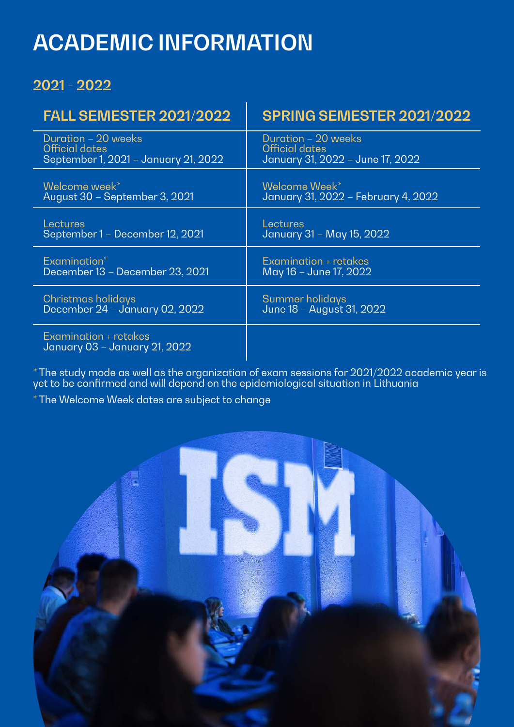# ACADEMIC INFORMATION

## 2021 - 2022

| FALL SEMESTER 2021/2022 | SPRING SEMESTER 2021/2022 |
|---|---|
| Duration – 20 weeks<br>Official dates<br>September 1, 2021 – January 21, 2022 | Duration – 20 weeks<br>Official dates<br>January 31, 2022 – June 17, 2022 |
| Welcome week*<br>August 30 – September 3, 2021 | Welcome Week*<br>January 31, 2022 – February 4, 2022 |
| Lectures<br>September 1 – December 12, 2021 | Lectures<br>January 31 – May 15, 2022 |
| Examination*<br>December 13 – December 23, 2021 | Examination + retakes<br>May 16 – June 17, 2022 |
| Christmas holidays<br>December 24 – January 02, 2022 | Summer holidays<br>June 18 – August 31, 2022 |
| Examination + retakes<br>January 03 – January 21, 2022 | |

* The study mode as well as the organization of exam sessions for 2021/2022 academic year is yet to be confirmed and will depend on the epidemiological situation in Lithuania

* The Welcome Week dates are subject to change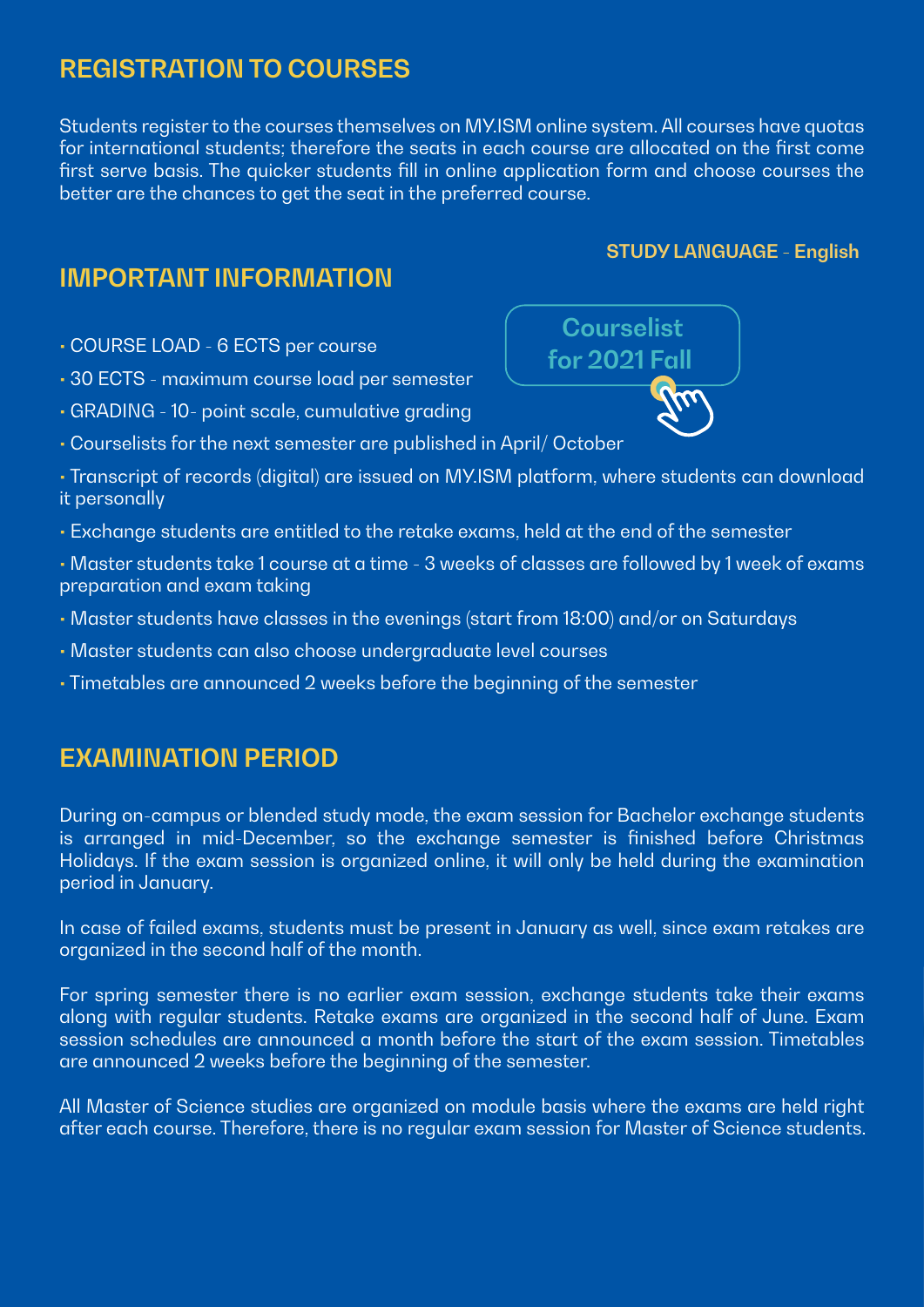## REGISTRATION TO COURSES

Students register to the courses themselves on MY.ISM online system. All courses have quotas for international students; therefore the seats in each course are allocated on the first come first serve basis. The quicker students fill in online application form and choose courses the better are the chances to get the seat in the preferred course.

**STUDY LANGUAGE - English**

## IMPORTANT INFORMATION

**Courselist for 2021 Fall**

- COURSE LOAD - 6 ECTS per course
- 30 ECTS - maximum course load per semester
- GRADING - 10- point scale, cumulative grading
- Courselists for the next semester are published in April/ October
- Transcript of records (digital) are issued on MY.ISM platform, where students can download it personally
- Exchange students are entitled to the retake exams, held at the end of the semester
- Master students take 1 course at a time - 3 weeks of classes are followed by 1 week of exams preparation and exam taking
- Master students have classes in the evenings (start from 18:00) and/or on Saturdays
- Master students can also choose undergraduate level courses
- Timetables are announced 2 weeks before the beginning of the semester

## EXAMINATION PERIOD

During on-campus or blended study mode, the exam session for Bachelor exchange students is arranged in mid-December, so the exchange semester is finished before Christmas Holidays. If the exam session is organized online, it will only be held during the examination period in January.

In case of failed exams, students must be present in January as well, since exam retakes are organized in the second half of the month.

For spring semester there is no earlier exam session, exchange students take their exams along with regular students. Retake exams are organized in the second half of June. Exam session schedules are announced a month before the start of the exam session. Timetables are announced 2 weeks before the beginning of the semester.

All Master of Science studies are organized on module basis where the exams are held right after each course. Therefore, there is no regular exam session for Master of Science students.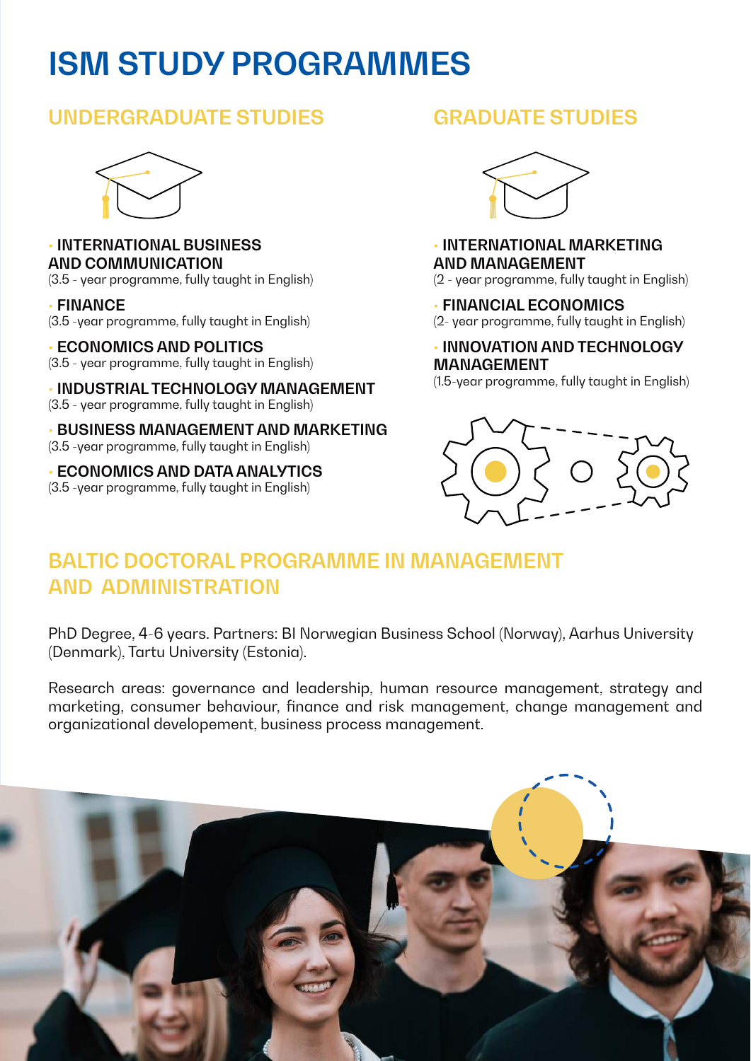# ISM STUDY PROGRAMMES

## UNDERGRADUATE STUDIES

- **INTERNATIONAL BUSINESS AND COMMUNICATION**
(3.5 - year programme, fully taught in English)

- **FINANCE**
(3.5 -year programme, fully taught in English)

- **ECONOMICS AND POLITICS**
(3.5 - year programme, fully taught in English)

- **INDUSTRIAL TECHNOLOGY MANAGEMENT**
(3.5 - year programme, fully taught in English)

- **BUSINESS MANAGEMENT AND MARKETING**
(3.5 -year programme, fully taught in English)

- **ECONOMICS AND DATA ANALYTICS**
(3.5 -year programme, fully taught in English)

## GRADUATE STUDIES

- **INTERNATIONAL MARKETING AND MANAGEMENT**
(2 - year programme, fully taught in English)

- **FINANCIAL ECONOMICS**
(2- year programme, fully taught in English)

- **INNOVATION AND TECHNOLOGY MANAGEMENT**
(1.5-year programme, fully taught in English)

## BALTIC DOCTORAL PROGRAMME IN MANAGEMENT AND ADMINISTRATION

PhD Degree, 4-6 years. Partners: BI Norwegian Business School (Norway), Aarhus University (Denmark), Tartu University (Estonia).

Research areas: governance and leadership, human resource management, strategy and marketing, consumer behaviour, finance and risk management, change management and organizational developement, business process management.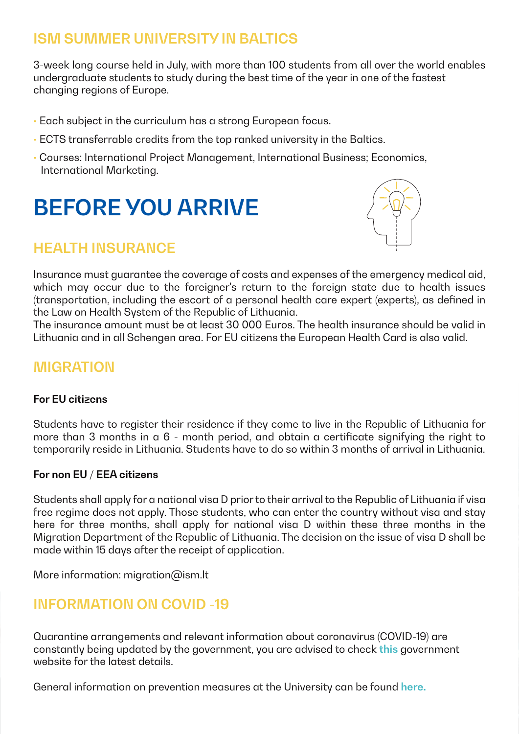## ISM SUMMER UNIVERSITY IN BALTICS

3-week long course held in July, with more than 100 students from all over the world enables undergraduate students to study during the best time of the year in one of the fastest changing regions of Europe.

- Each subject in the curriculum has a strong European focus.
- ECTS transferrable credits from the top ranked university in the Baltics.
- Courses: International Project Management, International Business; Economics, International Marketing.

# BEFORE YOU ARRIVE

## HEALTH INSURANCE

Insurance must guarantee the coverage of costs and expenses of the emergency medical aid, which may occur due to the foreigner's return to the foreign state due to health issues (transportation, including the escort of a personal health care expert (experts), as defined in the Law on Health System of the Republic of Lithuania.
The insurance amount must be at least 30 000 Euros. The health insurance should be valid in Lithuania and in all Schengen area. For EU citizens the European Health Card is also valid.

## MIGRATION

**For EU citizens**

Students have to register their residence if they come to live in the Republic of Lithuania for more than 3 months in a 6 - month period, and obtain a certificate signifying the right to temporarily reside in Lithuania. Students have to do so within 3 months of arrival in Lithuania.

**For non EU / EEA citizens**

Students shall apply for a national visa D prior to their arrival to the Republic of Lithuania if visa free regime does not apply. Those students, who can enter the country without visa and stay here for three months, shall apply for national visa D within these three months in the Migration Department of the Republic of Lithuania. The decision on the issue of visa D shall be made within 15 days after the receipt of application.

More information: migration@ism.lt

## INFORMATION ON COVID -19

Quarantine arrangements and relevant information about coronavirus (COVID-19) are constantly being updated by the government, you are advised to check **this** government website for the latest details.

General information on prevention measures at the University can be found **here.**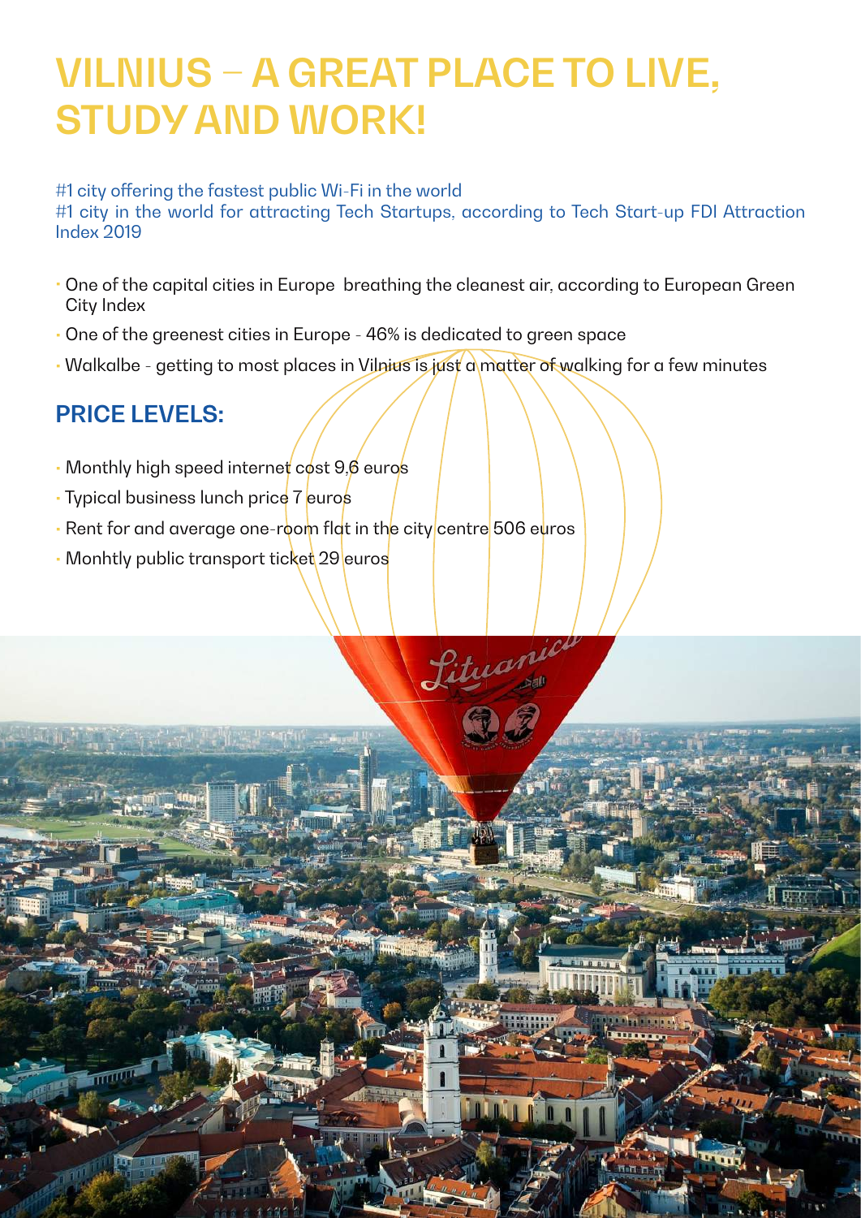# VILNIUS – A GREAT PLACE TO LIVE, STUDY AND WORK!

#1 city offering the fastest public Wi-Fi in the world
#1 city in the world for attracting Tech Startups, according to Tech Start-up FDI Attraction Index 2019

- One of the capital cities in Europe breathing the cleanest air, according to European Green City Index
- One of the greenest cities in Europe - 46% is dedicated to green space
- Walkalbe - getting to most places in Vilnius is just a matter of walking for a few minutes

## PRICE LEVELS:

- Monthly high speed internet cost 9.6 euros
- Typical business lunch price 7 euros
- Rent for and average one-room flat in the city centre 506 euros
- Monhtly public transport ticket 29 euros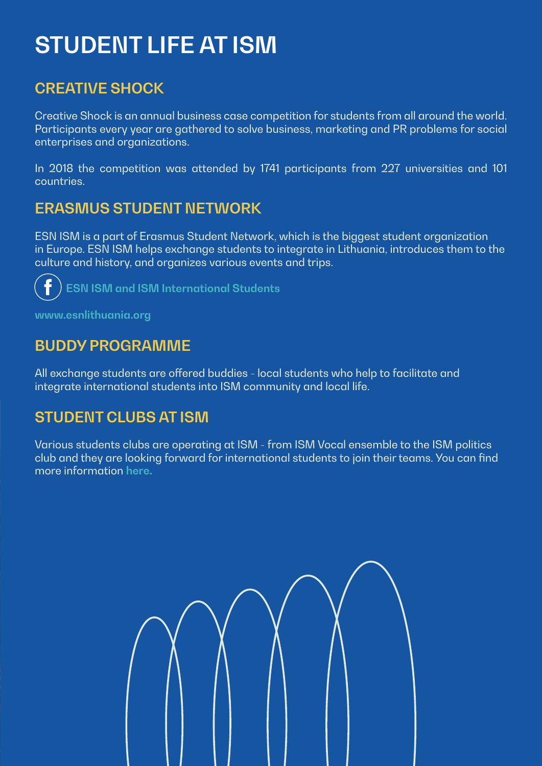# STUDENT LIFE AT ISM

## CREATIVE SHOCK

Creative Shock is an annual business case competition for students from all around the world. Participants every year are gathered to solve business, marketing and PR problems for social enterprises and organizations.

In 2018 the competition was attended by 1741 participants from 227 universities and 101 countries.

## ERASMUS STUDENT NETWORK

ESN ISM is a part of Erasmus Student Network, which is the biggest student organization in Europe. ESN ISM helps exchange students to integrate in Lithuania, introduces them to the culture and history, and organizes various events and trips.

ESN ISM and ISM International Students

www.esnlithuania.org

## BUDDY PROGRAMME

All exchange students are offered buddies - local students who help to facilitate and integrate international students into ISM community and local life.

## STUDENT CLUBS AT ISM

Various students clubs are operating at ISM - from ISM Vocal ensemble to the ISM politics club and they are looking forward for international students to join their teams. You can find more information here.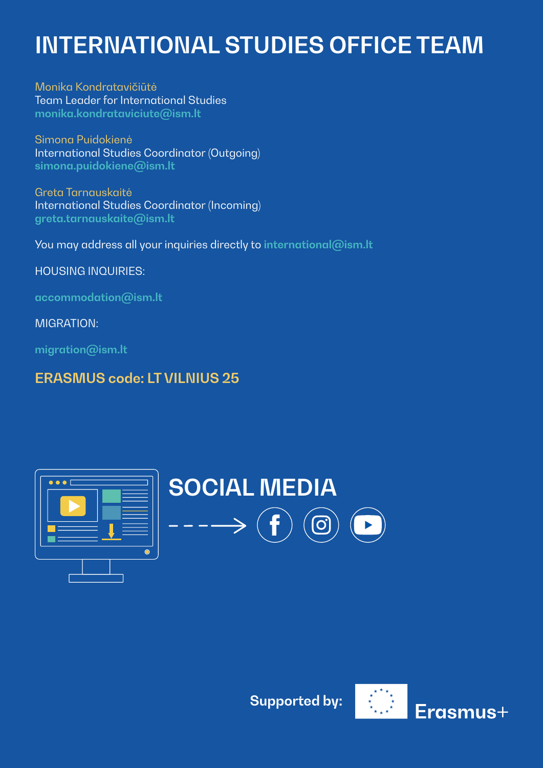# INTERNATIONAL STUDIES OFFICE TEAM

Monika Kondratavičiūtė
Team Leader for International Studies
monika.kondrataviciute@ism.lt

Simona Puidokienė
International Studies Coordinator (Outgoing)
simona.puidokiene@ism.lt

Greta Tarnauskaitė
International Studies Coordinator (Incoming)
greta.tarnauskaite@ism.lt

You may address all your inquiries directly to international@ism.lt

HOUSING INQUIRIES:

accommodation@ism.lt

MIGRATION:

migration@ism.lt

**ERASMUS code: LT VILNIUS 25**

## SOCIAL MEDIA

**Supported by:** Erasmus+